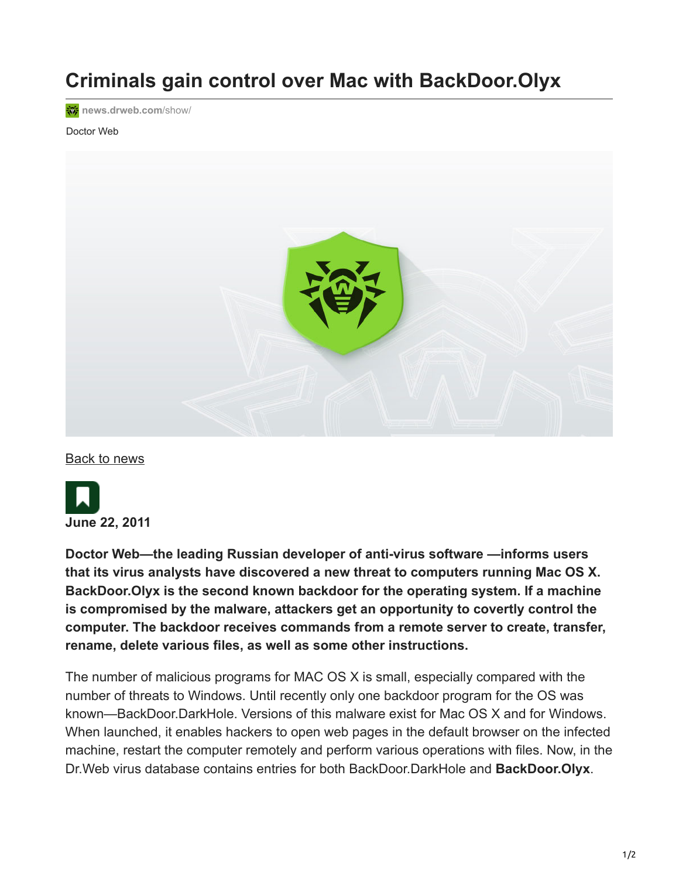# Criminals gain control over Mac with BackDoor.Olyx

news.drweb.com/show/

Doctor Web

Back to news

**June 22, 2011**

**Doctor Web—the leading Russian developer of anti-virus software —informs users that its virus analysts have discovered a new threat to computers running Mac OS X. BackDoor.Olyx is the second known backdoor for the operating system. If a machine is compromised by the malware, attackers get an opportunity to covertly control the computer. The backdoor receives commands from a remote server to create, transfer, rename, delete various files, as well as some other instructions.**

The number of malicious programs for MAC OS X is small, especially compared with the number of threats to Windows. Until recently only one backdoor program for the OS was known—BackDoor.DarkHole. Versions of this malware exist for Mac OS X and for Windows. When launched, it enables hackers to open web pages in the default browser on the infected machine, restart the computer remotely and perform various operations with files. Now, in the Dr.Web virus database contains entries for both BackDoor.DarkHole and **BackDoor.Olyx**.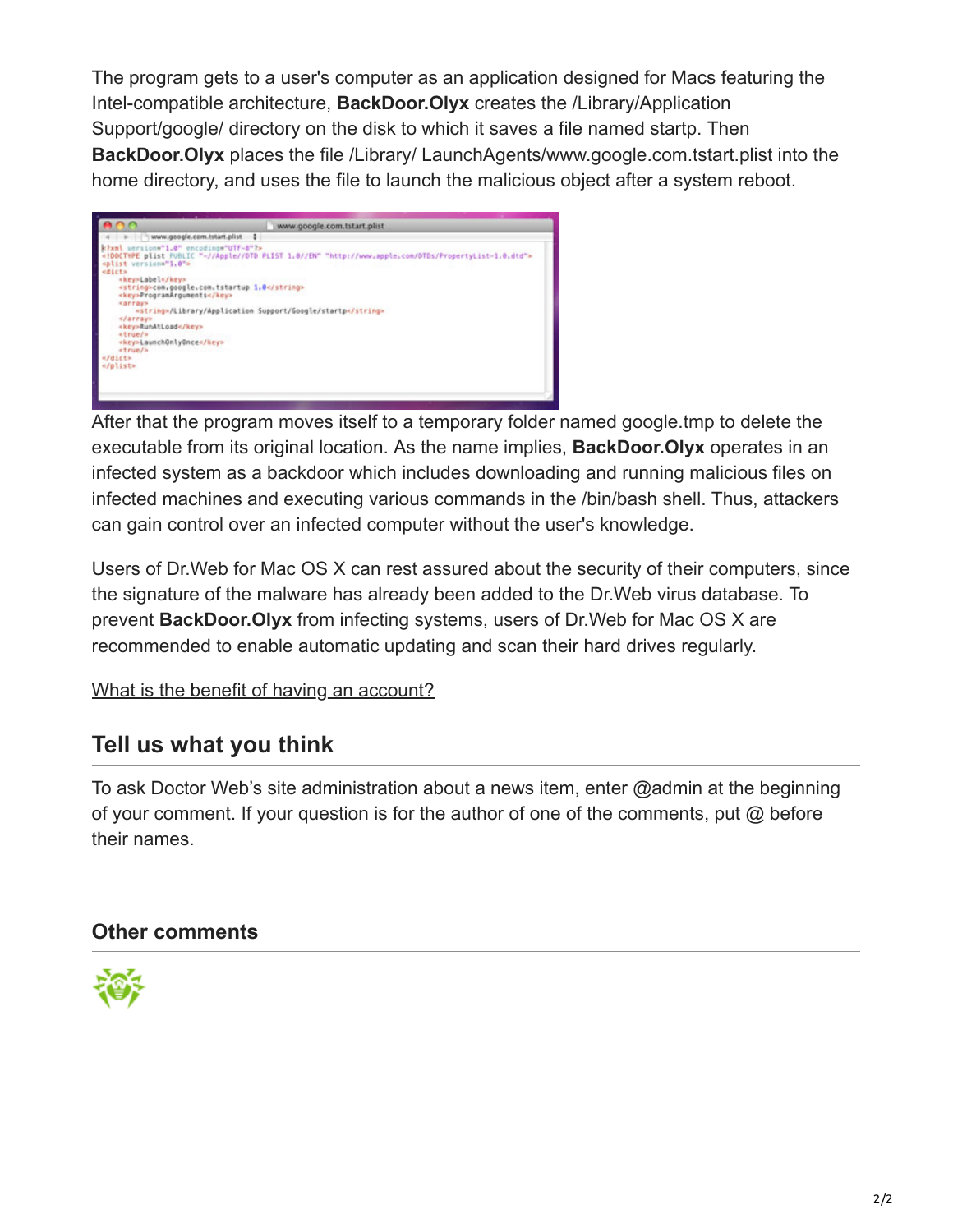The program gets to a user's computer as an application designed for Macs featuring the Intel-compatible architecture, **BackDoor.Olyx** creates the /Library/Application Support/google/ directory on the disk to which it saves a file named startp. Then **BackDoor.Olyx** places the file /Library/ LaunchAgents/www.google.com.tstart.plist into the home directory, and uses the file to launch the malicious object after a system reboot.

After that the program moves itself to a temporary folder named google.tmp to delete the executable from its original location. As the name implies, **BackDoor.Olyx** operates in an infected system as a backdoor which includes downloading and running malicious files on infected machines and executing various commands in the /bin/bash shell. Thus, attackers can gain control over an infected computer without the user's knowledge.

Users of Dr.Web for Mac OS X can rest assured about the security of their computers, since the signature of the malware has already been added to the Dr.Web virus database. To prevent **BackDoor.Olyx** from infecting systems, users of Dr.Web for Mac OS X are recommended to enable automatic updating and scan their hard drives regularly.

What is the benefit of having an account?

## Tell us what you think

To ask Doctor Web's site administration about a news item, enter @admin at the beginning of your comment. If your question is for the author of one of the comments, put @ before their names.

### Other comments